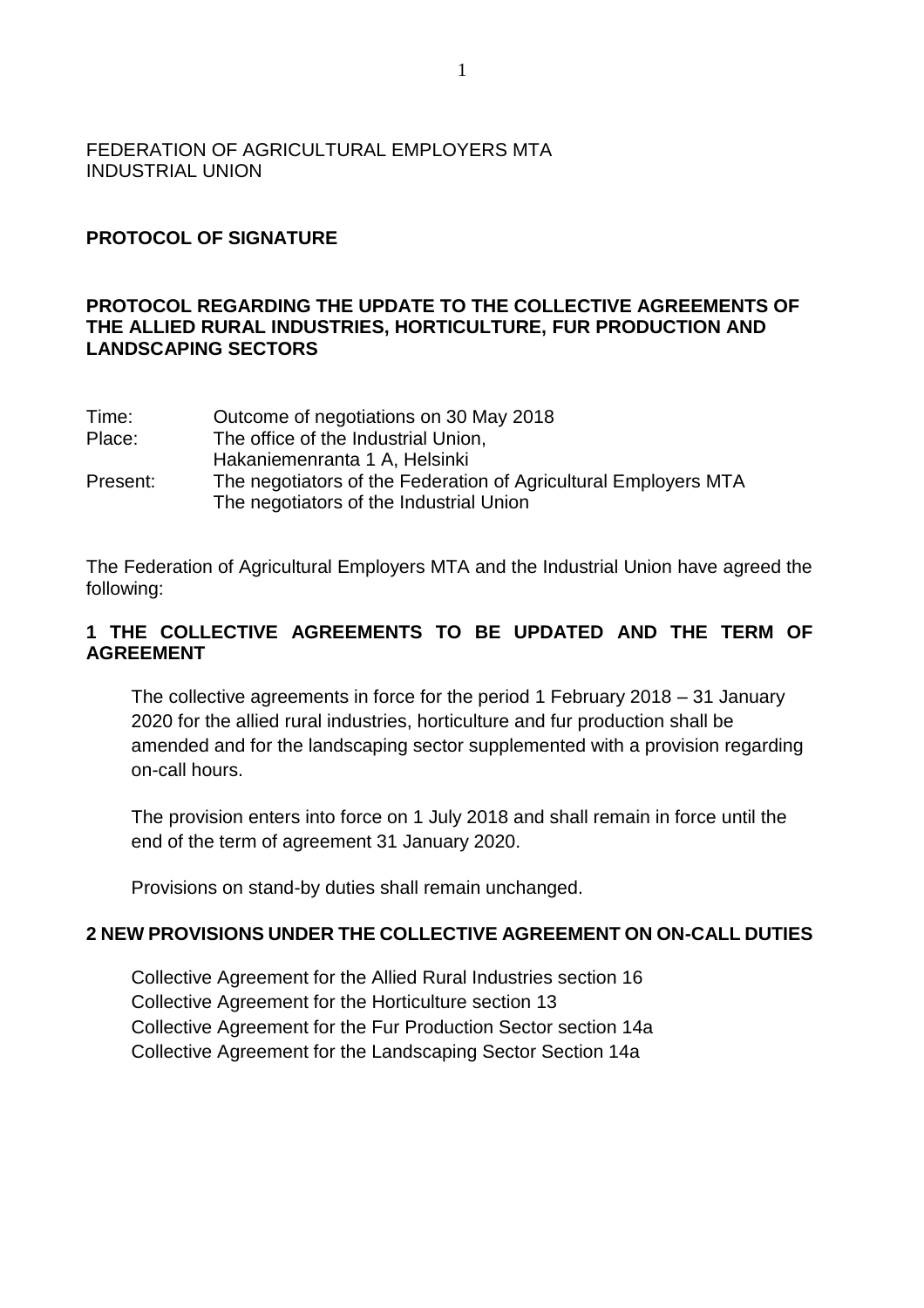FEDERATION OF AGRICULTURAL EMPLOYERS MTA
INDUSTRIAL UNION

**PROTOCOL OF SIGNATURE**

**PROTOCOL REGARDING THE UPDATE TO THE COLLECTIVE AGREEMENTS OF THE ALLIED RURAL INDUSTRIES, HORTICULTURE, FUR PRODUCTION AND LANDSCAPING SECTORS**

| | |
|---|---|
| Time: | Outcome of negotiations on 30 May 2018 |
| Place: | The office of the Industrial Union, Hakaniemenranta 1 A, Helsinki |
| Present: | The negotiators of the Federation of Agricultural Employers MTA<br>The negotiators of the Industrial Union |

The Federation of Agricultural Employers MTA and the Industrial Union have agreed the following:

## 1 THE COLLECTIVE AGREEMENTS TO BE UPDATED AND THE TERM OF AGREEMENT

The collective agreements in force for the period 1 February 2018 – 31 January 2020 for the allied rural industries, horticulture and fur production shall be amended and for the landscaping sector supplemented with a provision regarding on-call hours.

The provision enters into force on 1 July 2018 and shall remain in force until the end of the term of agreement 31 January 2020.

Provisions on stand-by duties shall remain unchanged.

## 2 NEW PROVISIONS UNDER THE COLLECTIVE AGREEMENT ON ON-CALL DUTIES

Collective Agreement for the Allied Rural Industries section 16
Collective Agreement for the Horticulture section 13
Collective Agreement for the Fur Production Sector section 14a
Collective Agreement for the Landscaping Sector Section 14a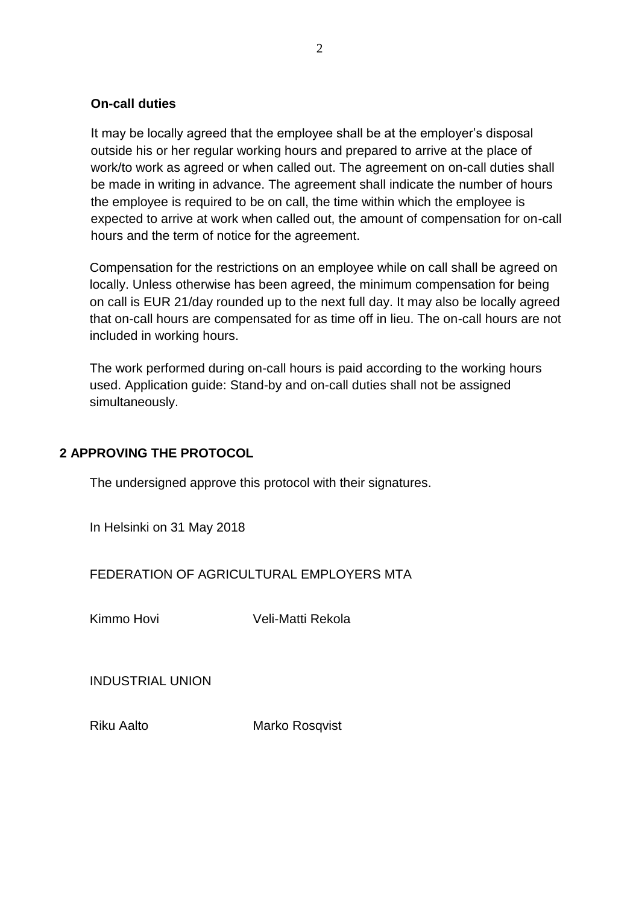### On-call duties

It may be locally agreed that the employee shall be at the employer's disposal outside his or her regular working hours and prepared to arrive at the place of work/to work as agreed or when called out. The agreement on on-call duties shall be made in writing in advance. The agreement shall indicate the number of hours the employee is required to be on call, the time within which the employee is expected to arrive at work when called out, the amount of compensation for on-call hours and the term of notice for the agreement.

Compensation for the restrictions on an employee while on call shall be agreed on locally. Unless otherwise has been agreed, the minimum compensation for being on call is EUR 21/day rounded up to the next full day. It may also be locally agreed that on-call hours are compensated for as time off in lieu. The on-call hours are not included in working hours.

The work performed during on-call hours is paid according to the working hours used. Application guide: Stand-by and on-call duties shall not be assigned simultaneously.

## 2 APPROVING THE PROTOCOL

The undersigned approve this protocol with their signatures.

In Helsinki on 31 May 2018

FEDERATION OF AGRICULTURAL EMPLOYERS MTA

Kimmo Hovi Veli-Matti Rekola

INDUSTRIAL UNION

Riku Aalto Marko Rosqvist